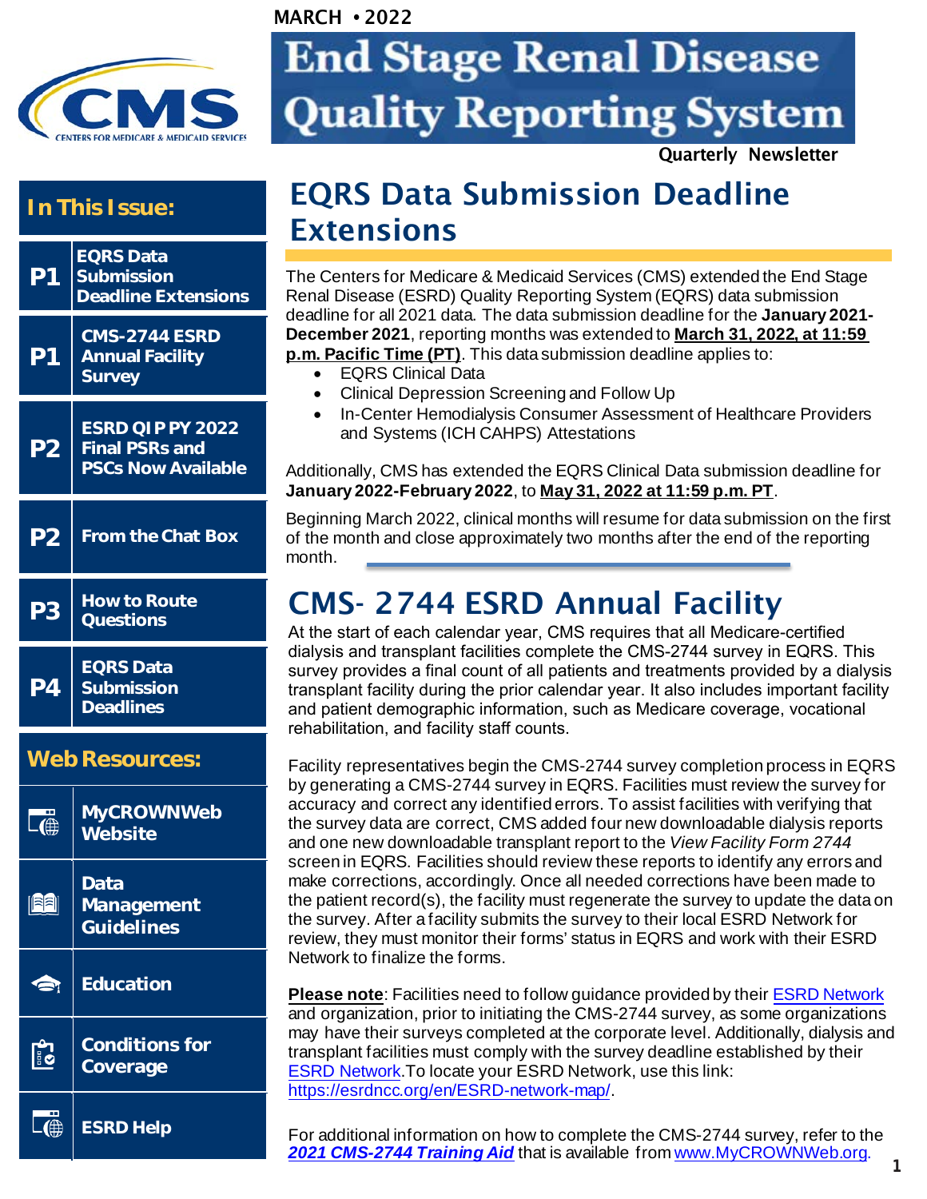MARCH • 2022

# End Stage Renal Disease Quality Reporting System

Quarterly Newsletter

## In This Issue:

- P1 EQRS Data Submission Deadline Extensions
- P1 CMS-2744 ESRD Annual Facility Survey
- P2 ESRD QIP PY 2022 Final PSRs and PSCs Now Available
- P2 From the Chat Box
- P3 How to Route Questions
- P4 EQRS Data Submission Deadlines

## Web Resources:

- MyCROWNWeb Website
- Data Management Guidelines
- Education
- Conditions for Coverage
- ESRD Help

## EQRS Data Submission Deadline Extensions

The Centers for Medicare & Medicaid Services (CMS) extended the End Stage Renal Disease (ESRD) Quality Reporting System (EQRS) data submission deadline for all 2021 data. The data submission deadline for the **January 2021-December 2021**, reporting months was extended to **March 31, 2022, at 11:59 p.m. Pacific Time (PT)**. This data submission deadline applies to:

- EQRS Clinical Data
- Clinical Depression Screening and Follow Up
- In-Center Hemodialysis Consumer Assessment of Healthcare Providers and Systems (ICH CAHPS) Attestations

Additionally, CMS has extended the EQRS Clinical Data submission deadline for **January 2022-February 2022**, to **May 31, 2022 at 11:59 p.m. PT**.

Beginning March 2022, clinical months will resume for data submission on the first of the month and close approximately two months after the end of the reporting month.

## CMS- 2744 ESRD Annual Facility

At the start of each calendar year, CMS requires that all Medicare-certified dialysis and transplant facilities complete the CMS-2744 survey in EQRS. This survey provides a final count of all patients and treatments provided by a dialysis transplant facility during the prior calendar year. It also includes important facility and patient demographic information, such as Medicare coverage, vocational rehabilitation, and facility staff counts.

Facility representatives begin the CMS-2744 survey completion process in EQRS by generating a CMS-2744 survey in EQRS. Facilities must review the survey for accuracy and correct any identified errors. To assist facilities with verifying that the survey data are correct, CMS added four new downloadable dialysis reports and one new downloadable transplant report to the *View Facility Form 2744* screen in EQRS. Facilities should review these reports to identify any errors and make corrections, accordingly. Once all needed corrections have been made to the patient record(s), the facility must regenerate the survey to update the data on the survey. After a facility submits the survey to their local ESRD Network for review, they must monitor their forms' status in EQRS and work with their ESRD Network to finalize the forms.

**Please note**: Facilities need to follow guidance provided by their ESRD Network and organization, prior to initiating the CMS-2744 survey, as some organizations may have their surveys completed at the corporate level. Additionally, dialysis and transplant facilities must comply with the survey deadline established by their ESRD Network.To locate your ESRD Network, use this link: https://esrdncc.org/en/ESRD-network-map/.

For additional information on how to complete the CMS-2744 survey, refer to the ***2021 CMS-2744 Training Aid*** that is available from www.MyCROWNWeb.org.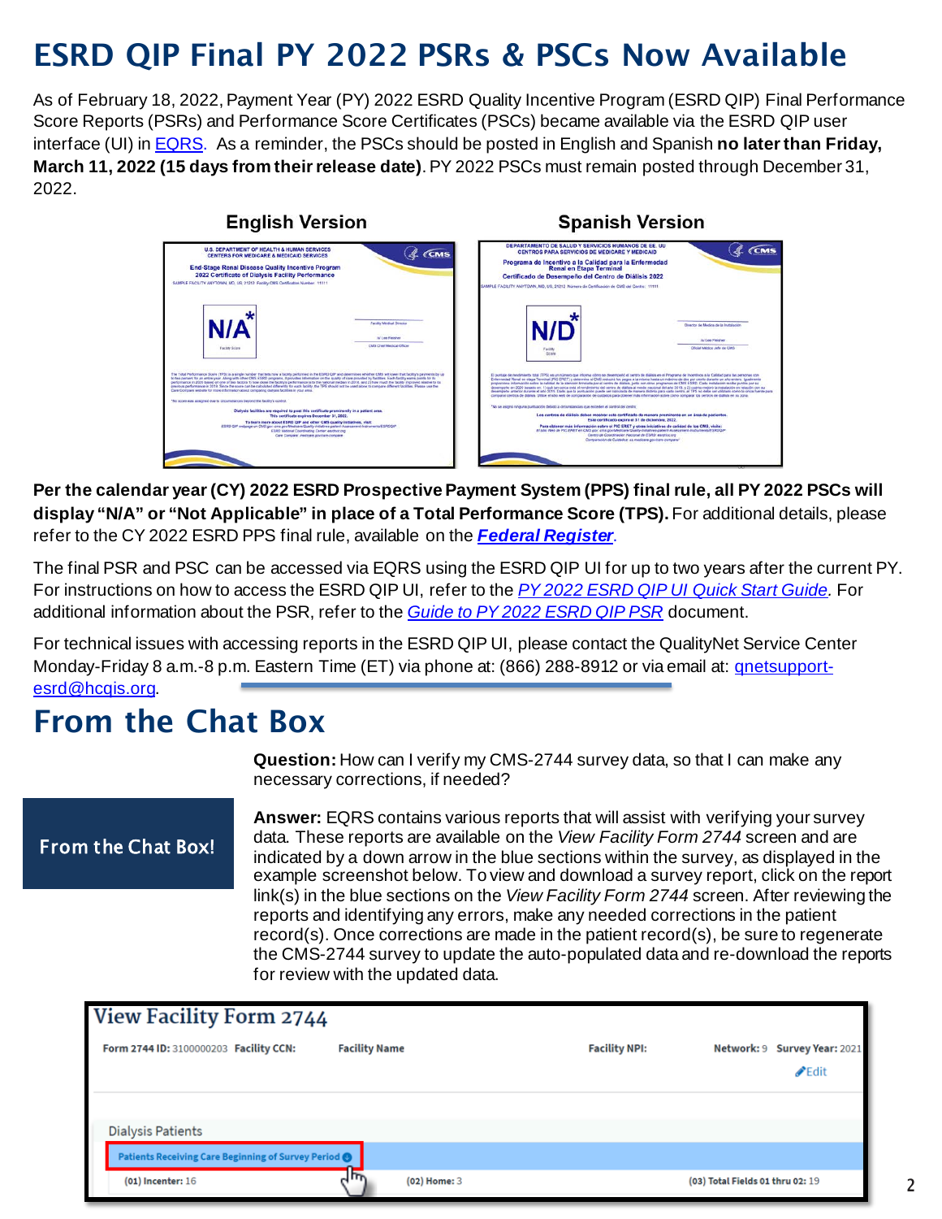# ESRD QIP Final PY 2022 PSRs & PSCs Now Available

As of February 18, 2022, Payment Year (PY) 2022 ESRD Quality Incentive Program (ESRD QIP) Final Performance Score Reports (PSRs) and Performance Score Certificates (PSCs) became available via the ESRD QIP user interface (UI) in EQRS. As a reminder, the PSCs should be posted in English and Spanish **no later than Friday, March 11, 2022 (15 days from their release date)**. PY 2022 PSCs must remain posted through December 31, 2022.

**English Version** | **Spanish Version**

**Per the calendar year (CY) 2022 ESRD Prospective Payment System (PPS) final rule, all PY 2022 PSCs will display "N/A" or "Not Applicable" in place of a Total Performance Score (TPS).** For additional details, please refer to the CY 2022 ESRD PPS final rule, available on the ***Federal Register***.

The final PSR and PSC can be accessed via EQRS using the ESRD QIP UI for up to two years after the current PY. For instructions on how to access the ESRD QIP UI, refer to the *PY 2022 ESRD QIP UI Quick Start Guide*. For additional information about the PSR, refer to the *Guide to PY 2022 ESRD QIP PSR* document.

For technical issues with accessing reports in the ESRD QIP UI, please contact the QualityNet Service Center Monday-Friday 8 a.m.-8 p.m. Eastern Time (ET) via phone at: (866) 288-8912 or via email at: qnetsupport-esrd@hcqis.org.

# From the Chat Box

From the Chat Box!

**Question:** How can I verify my CMS-2744 survey data, so that I can make any necessary corrections, if needed?

**Answer:** EQRS contains various reports that will assist with verifying your survey data. These reports are available on the *View Facility Form 2744* screen and are indicated by a down arrow in the blue sections within the survey, as displayed in the example screenshot below. To view and download a survey report, click on the report link(s) in the blue sections on the *View Facility Form 2744* screen. After reviewing the reports and identifying any errors, make any needed corrections in the patient record(s). Once corrections are made in the patient record(s), be sure to regenerate the CMS-2744 survey to update the auto-populated data and re-download the reports for review with the updated data.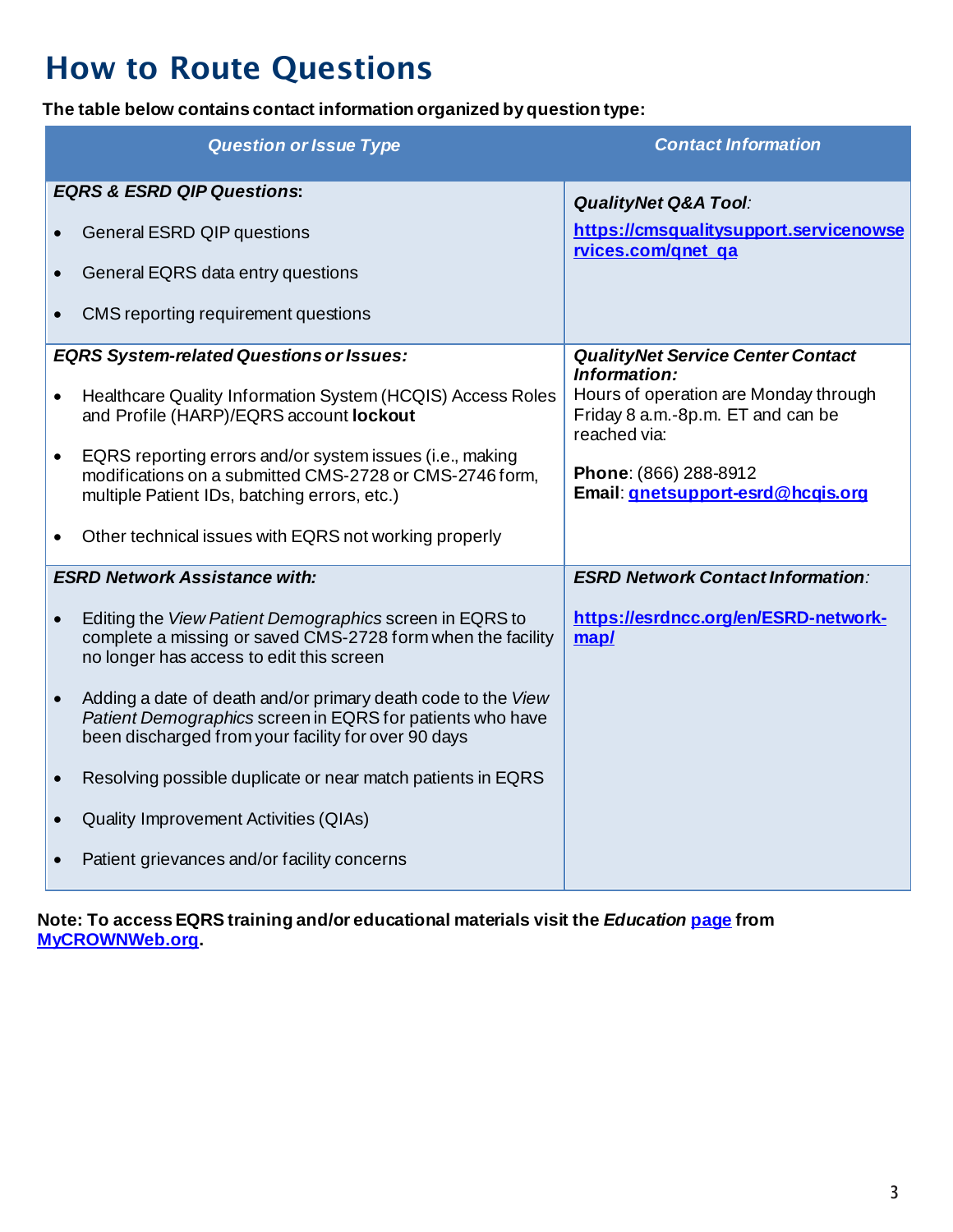# How to Route Questions

**The table below contains contact information organized by question type:**

| *Question or Issue Type* | *Contact Information* |
|---|---|
| ***EQRS & ESRD QIP Questions*:**<br>• General ESRD QIP questions<br>• General EQRS data entry questions<br>• CMS reporting requirement questions | ***QualityNet Q&A Tool*:**<br>**https://cmsqualitysupport.servicenowservices.com/qnet_qa** |
| ***EQRS System-related Questions or Issues:***<br>• Healthcare Quality Information System (HCQIS) Access Roles and Profile (HARP)/EQRS account **lockout**<br>• EQRS reporting errors and/or system issues (i.e., making modifications on a submitted CMS-2728 or CMS-2746 form, multiple Patient IDs, batching errors, etc.)<br>• Other technical issues with EQRS not working properly | ***QualityNet Service Center Contact Information:***<br>Hours of operation are Monday through Friday 8 a.m.-8p.m. ET and can be reached via:<br>**Phone**: (866) 288-8912<br>**Email**: **qnetsupport-esrd@hcqis.org** |
| ***ESRD Network Assistance with:***<br>• Editing the *View Patient Demographics* screen in EQRS to complete a missing or saved CMS-2728 form when the facility no longer has access to edit this screen<br>• Adding a date of death and/or primary death code to the *View Patient Demographics* screen in EQRS for patients who have been discharged from your facility for over 90 days<br>• Resolving possible duplicate or near match patients in EQRS<br>• Quality Improvement Activities (QIAs)<br>• Patient grievances and/or facility concerns | ***ESRD Network Contact Information*:**<br>**https://esrdncc.org/en/ESRD-network-map/** |

**Note: To access EQRS training and/or educational materials visit the *Education* page from MyCROWNWeb.org.**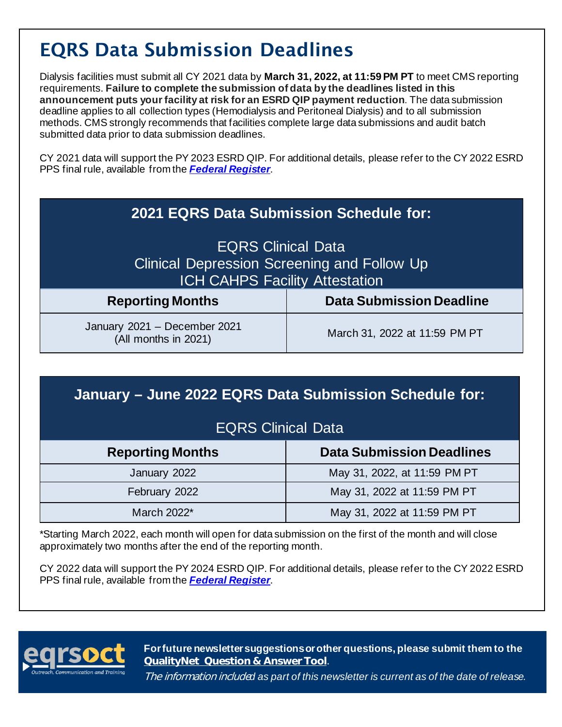# EQRS Data Submission Deadlines

Dialysis facilities must submit all CY 2021 data by **March 31, 2022, at 11:59 PM PT** to meet CMS reporting requirements. **Failure to complete the submission of data by the deadlines listed in this announcement puts your facility at risk for an ESRD QIP payment reduction**. The data submission deadline applies to all collection types (Hemodialysis and Peritoneal Dialysis) and to all submission methods. CMS strongly recommends that facilities complete large data submissions and audit batch submitted data prior to data submission deadlines.

CY 2021 data will support the PY 2023 ESRD QIP. For additional details, please refer to the CY 2022 ESRD PPS final rule, available from the ***Federal Register***.

**2021 EQRS Data Submission Schedule for:**

EQRS Clinical Data
Clinical Depression Screening and Follow Up
ICH CAHPS Facility Attestation

| Reporting Months | Data Submission Deadline |
|---|---|
| January 2021 – December 2021 (All months in 2021) | March 31, 2022 at 11:59 PM PT |

**January – June 2022 EQRS Data Submission Schedule for:**

EQRS Clinical Data

| Reporting Months | Data Submission Deadlines |
|---|---|
| January 2022 | May 31, 2022, at 11:59 PM PT |
| February 2022 | May 31, 2022 at 11:59 PM PT |
| March 2022* | May 31, 2022 at 11:59 PM PT |

*Starting March 2022, each month will open for data submission on the first of the month and will close approximately two months after the end of the reporting month.

CY 2022 data will support the PY 2024 ESRD QIP. For additional details, please refer to the CY 2022 ESRD PPS final rule, available from the ***Federal Register***.

eqrsoct Outreach, Communication and Training

**For future newsletter suggestions or other questions, please submit them to the QualityNet Question & Answer Tool.**

*The information included as part of this newsletter is current as of the date of release.*